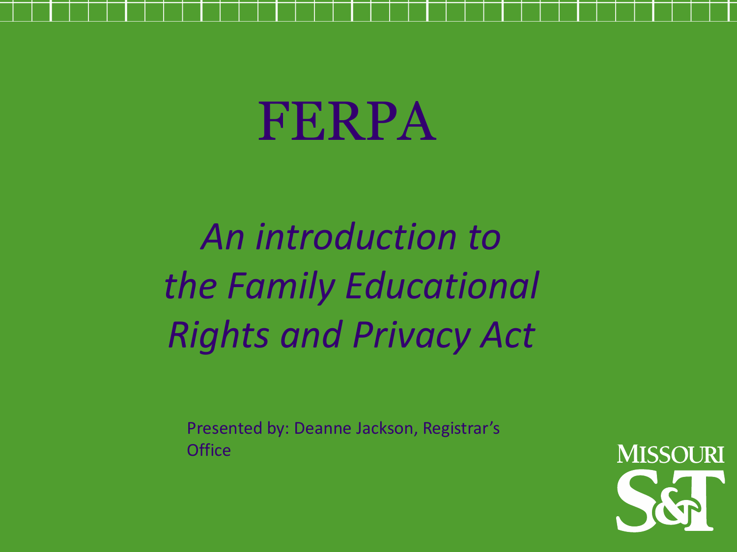# FERPA

*An introduction to the Family Educational Rights and Privacy Act*

Presented by: Deanne Jackson, Registrar's Office

MISSOURI S&T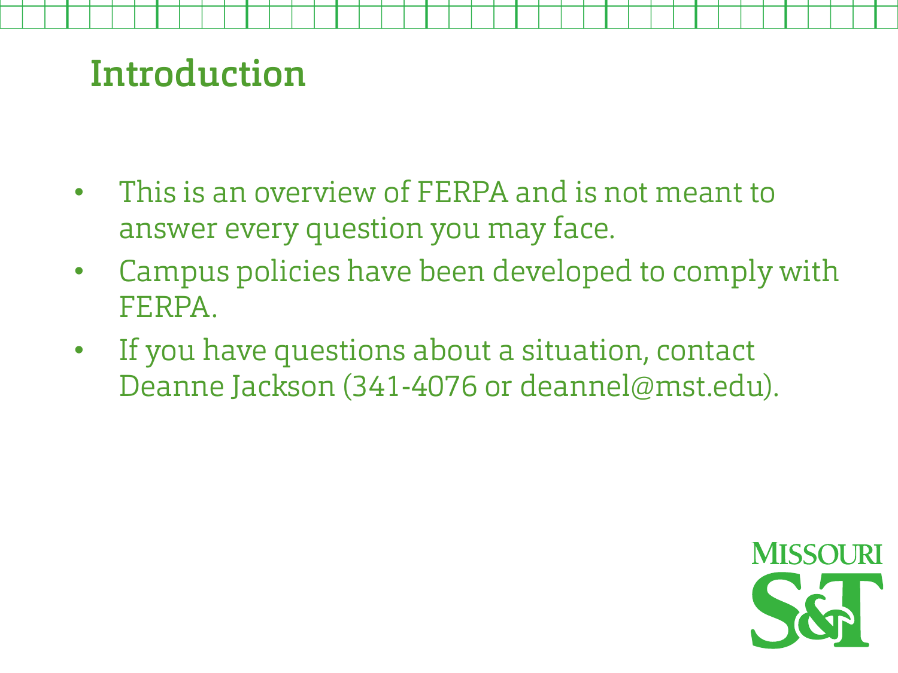# Introduction

- This is an overview of FERPA and is not meant to answer every question you may face.
- Campus policies have been developed to comply with FERPA.
- If you have questions about a situation, contact Deanne Jackson (341-4076 or deannel@mst.edu).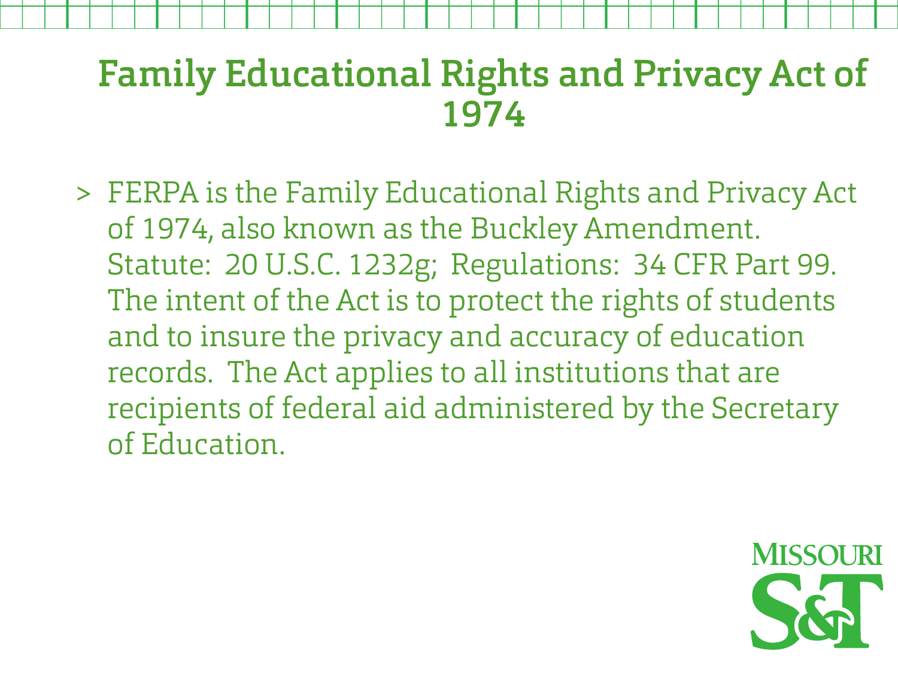# Family Educational Rights and Privacy Act of 1974

- FERPA is the Family Educational Rights and Privacy Act of 1974, also known as the Buckley Amendment. Statute: 20 U.S.C. 1232g; Regulations: 34 CFR Part 99. The intent of the Act is to protect the rights of students and to insure the privacy and accuracy of education records. The Act applies to all institutions that are recipients of federal aid administered by the Secretary of Education.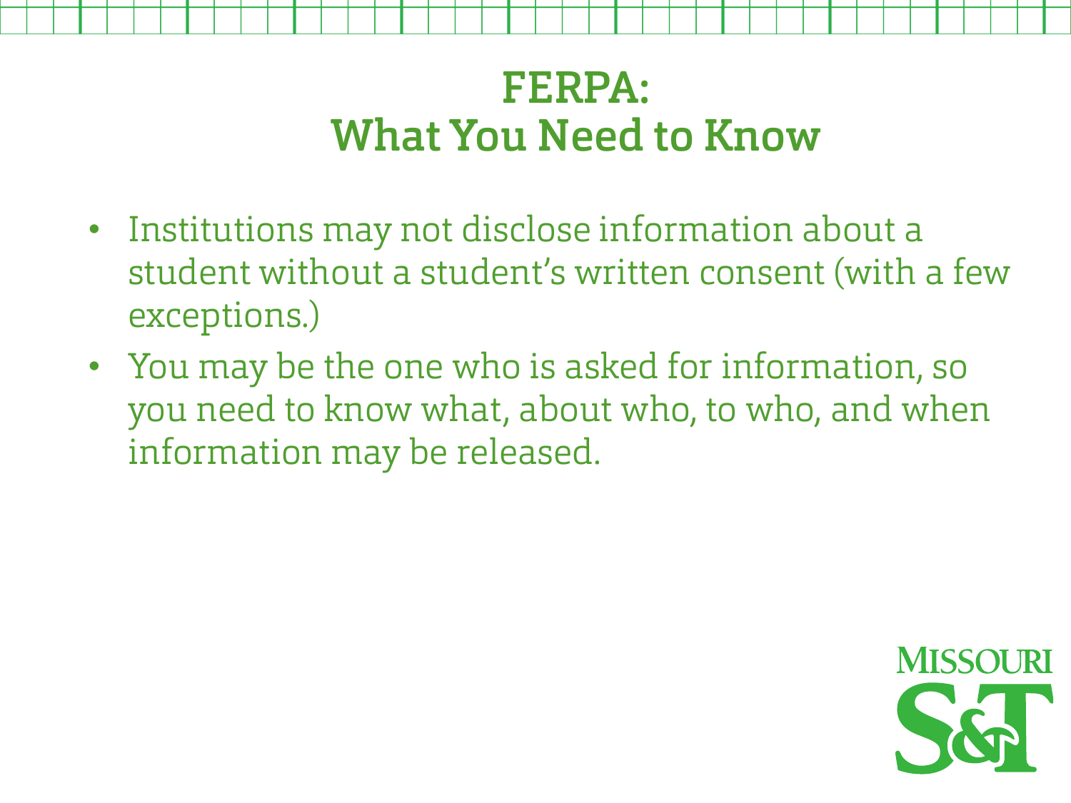# FERPA: What You Need to Know

- Institutions may not disclose information about a student without a student's written consent (with a few exceptions.)
- You may be the one who is asked for information, so you need to know what, about who, to who, and when information may be released.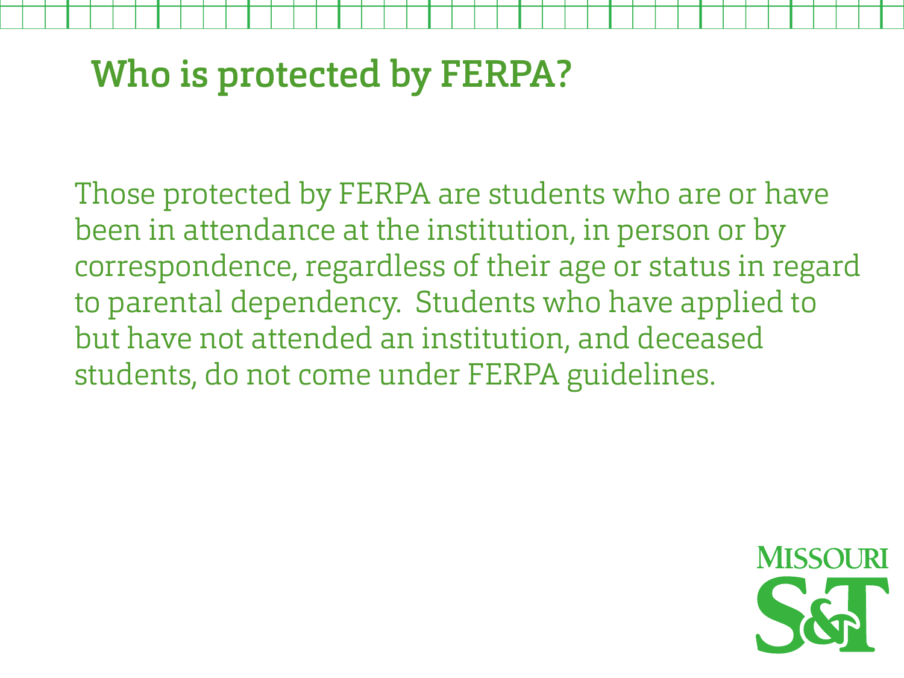# Who is protected by FERPA?

Those protected by FERPA are students who are or have been in attendance at the institution, in person or by correspondence, regardless of their age or status in regard to parental dependency. Students who have applied to but have not attended an institution, and deceased students, do not come under FERPA guidelines.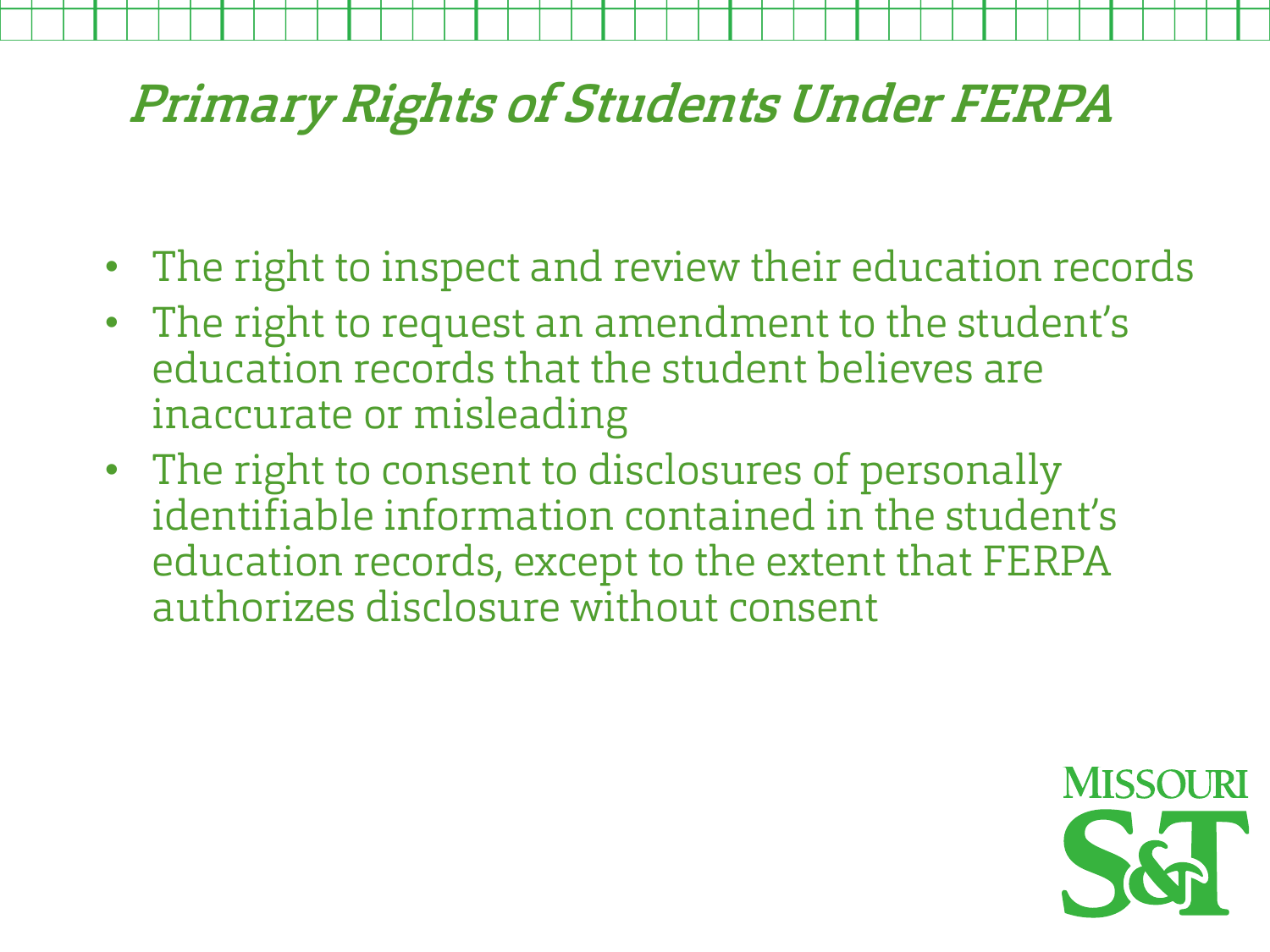# Primary Rights of Students Under FERPA

- The right to inspect and review their education records
- The right to request an amendment to the student's education records that the student believes are inaccurate or misleading
- The right to consent to disclosures of personally identifiable information contained in the student's education records, except to the extent that FERPA authorizes disclosure without consent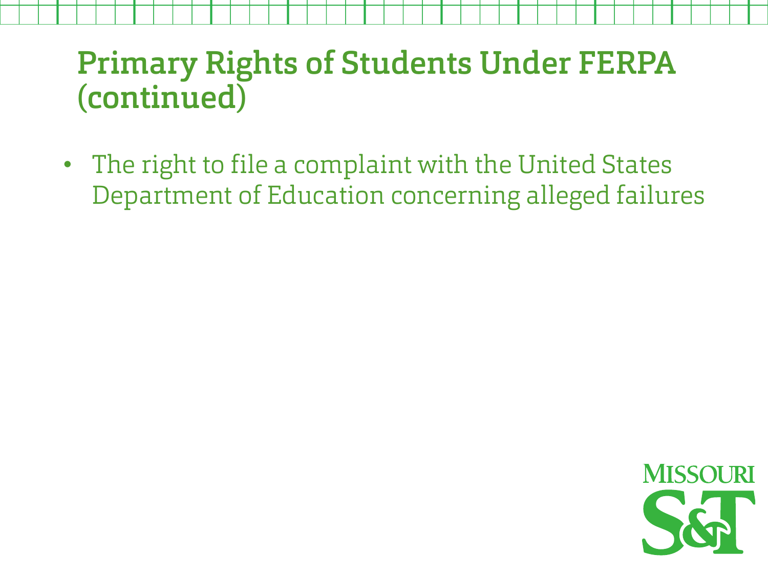# Primary Rights of Students Under FERPA (continued)

- The right to file a complaint with the United States Department of Education concerning alleged failures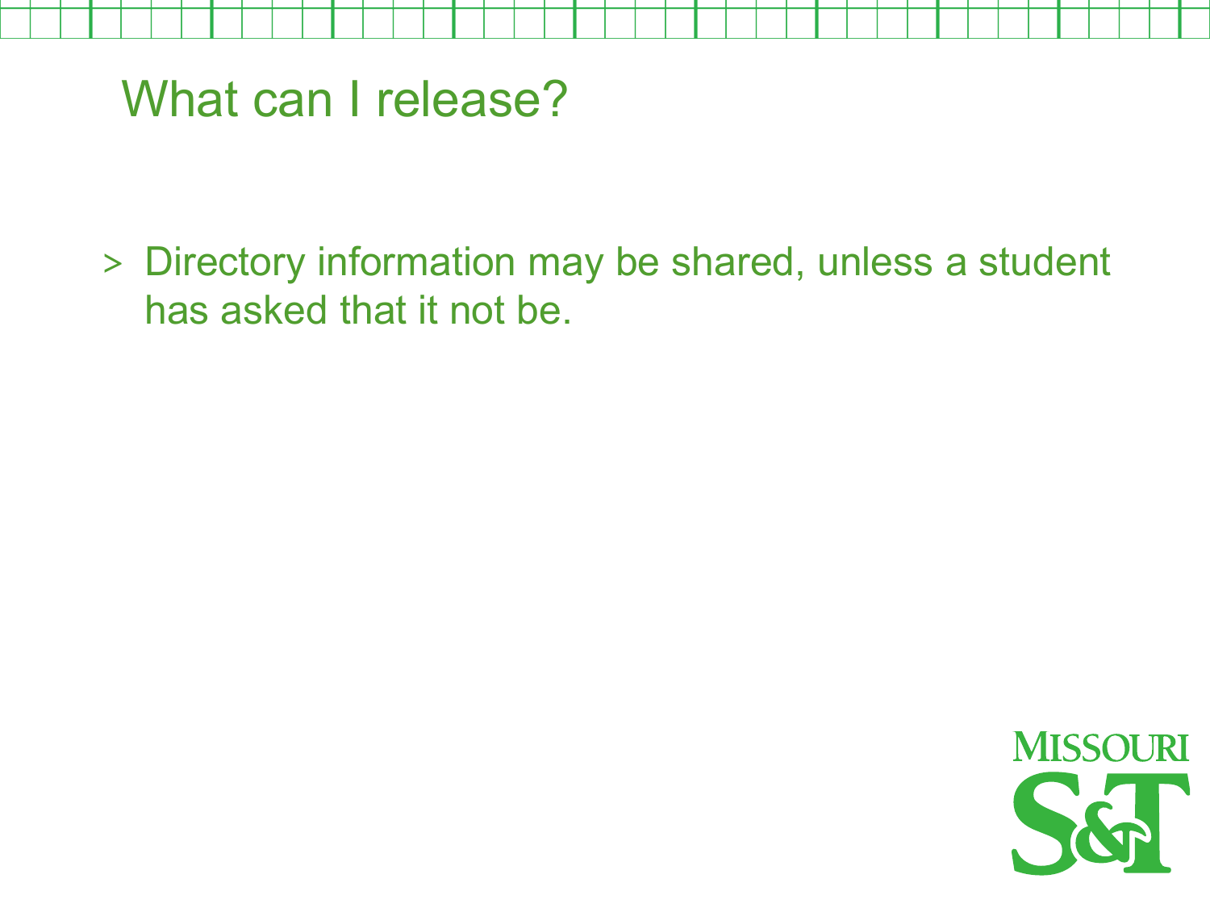# What can I release?

- Directory information may be shared, unless a student has asked that it not be.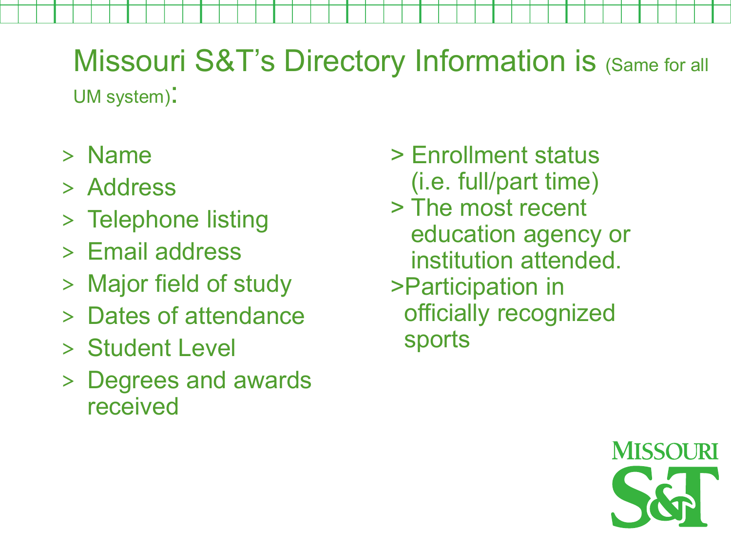# Missouri S&T's Directory Information is (Same for all UM system):

- Name
- Address
- Telephone listing
- Email address
- Major field of study
- Dates of attendance
- Student Level
- Degrees and awards received
- Enrollment status (i.e. full/part time)
- The most recent education agency or institution attended.
- Participation in officially recognized sports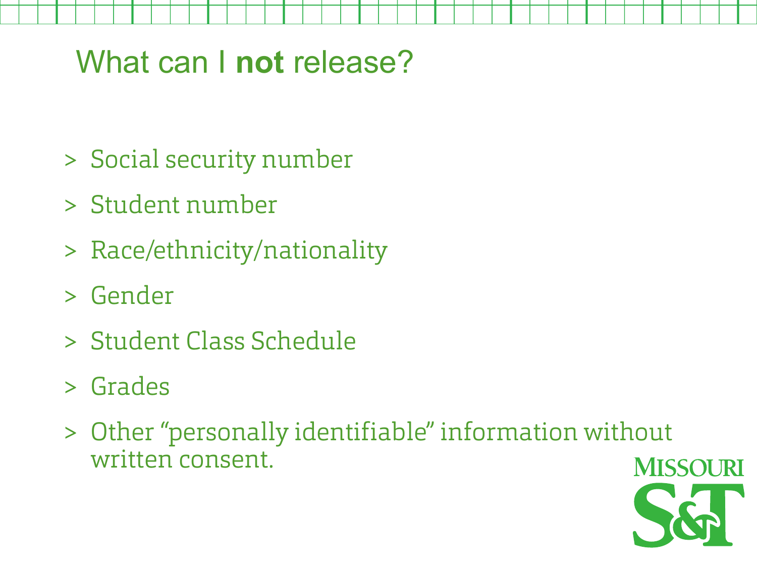# What can I **not** release?

- Social security number
- Student number
- Race/ethnicity/nationality
- Gender
- Student Class Schedule
- Grades
- Other "personally identifiable" information without written consent.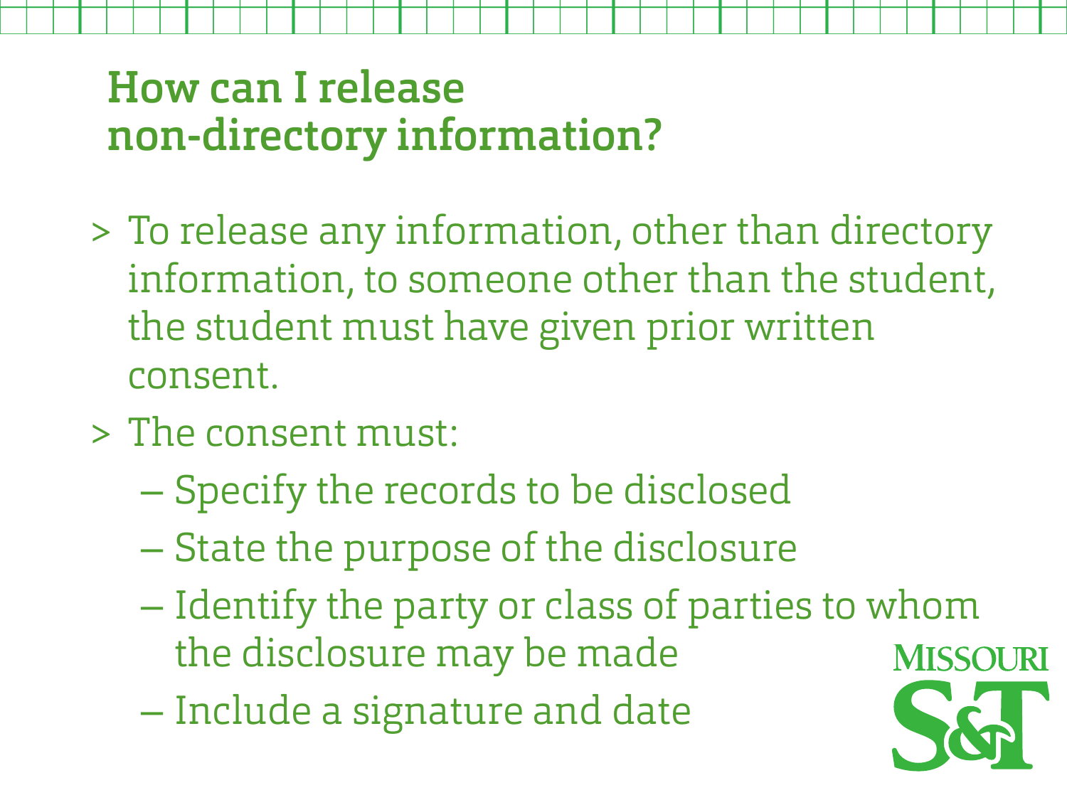# How can I release non-directory information?

- To release any information, other than directory information, to someone other than the student, the student must have given prior written consent.
- The consent must:
  - Specify the records to be disclosed
  - State the purpose of the disclosure
  - Identify the party or class of parties to whom the disclosure may be made
  - Include a signature and date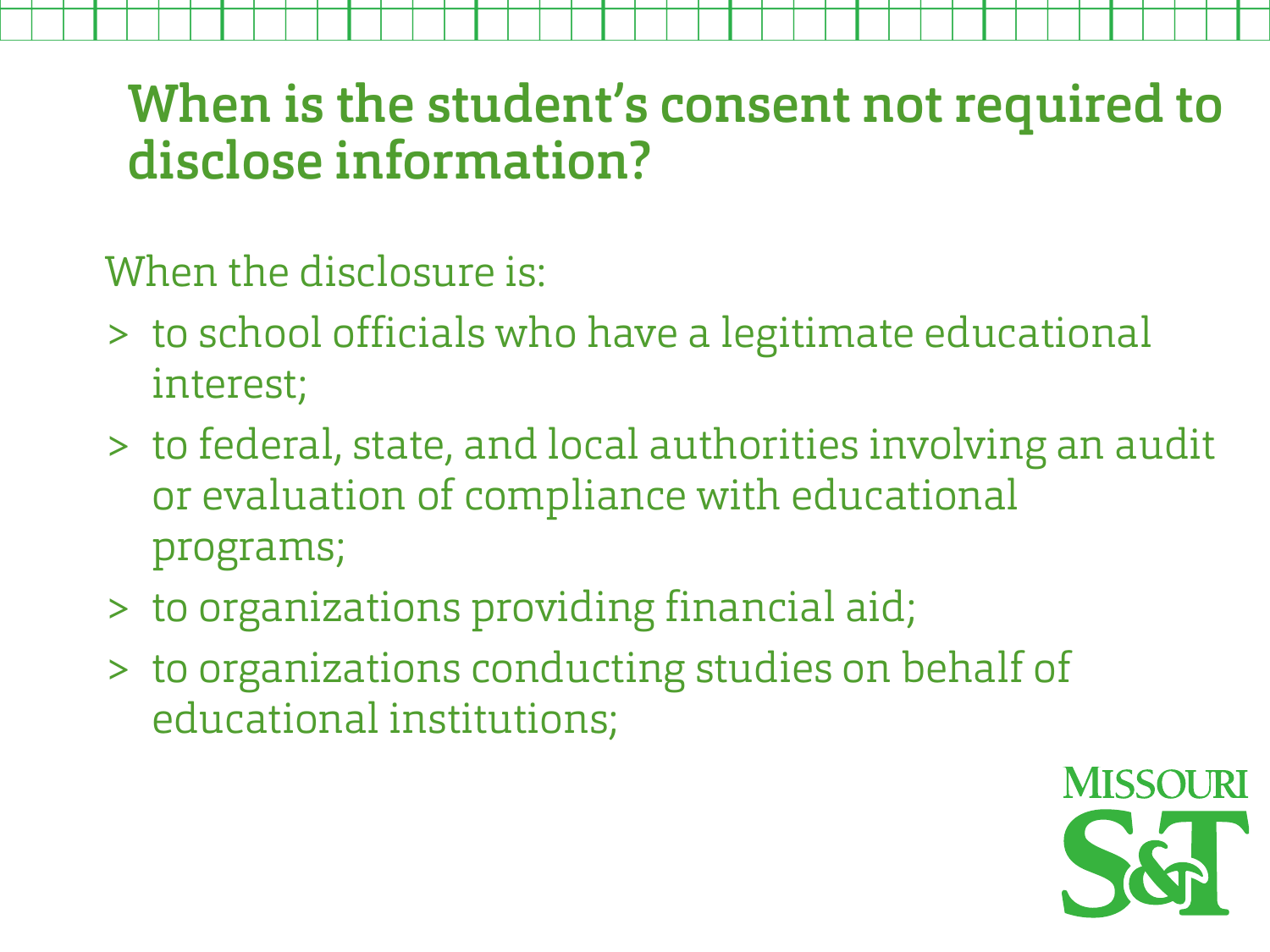## When is the student's consent not required to disclose information?

When the disclosure is:

- to school officials who have a legitimate educational interest;
- to federal, state, and local authorities involving an audit or evaluation of compliance with educational programs;
- to organizations providing financial aid;
- to organizations conducting studies on behalf of educational institutions;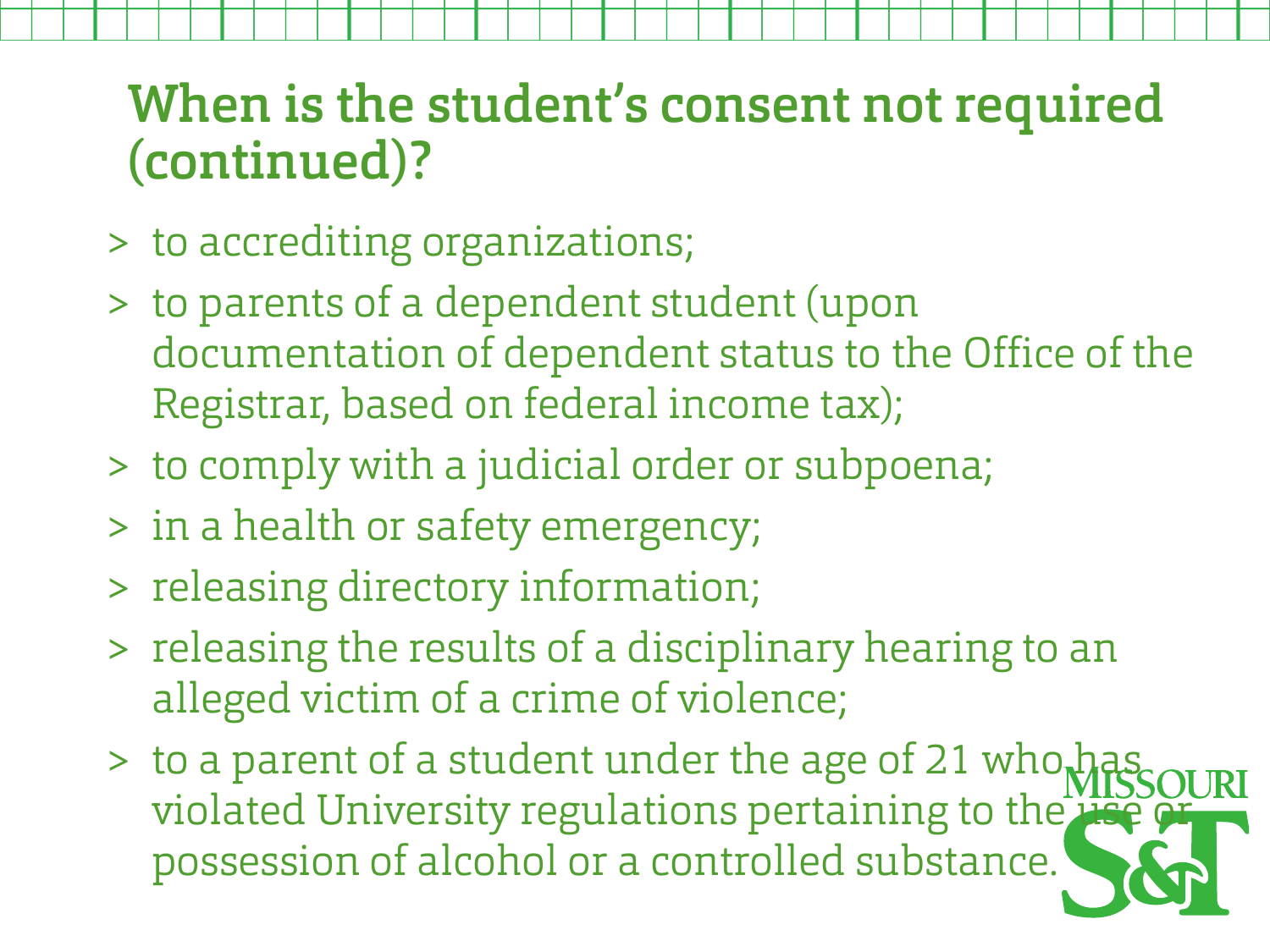## When is the student's consent not required (continued)?

- to accrediting organizations;
- to parents of a dependent student (upon documentation of dependent status to the Office of the Registrar, based on federal income tax);
- to comply with a judicial order or subpoena;
- in a health or safety emergency;
- releasing directory information;
- releasing the results of a disciplinary hearing to an alleged victim of a crime of violence;
- to a parent of a student under the age of 21 who has violated University regulations pertaining to the use or possession of alcohol or a controlled substance.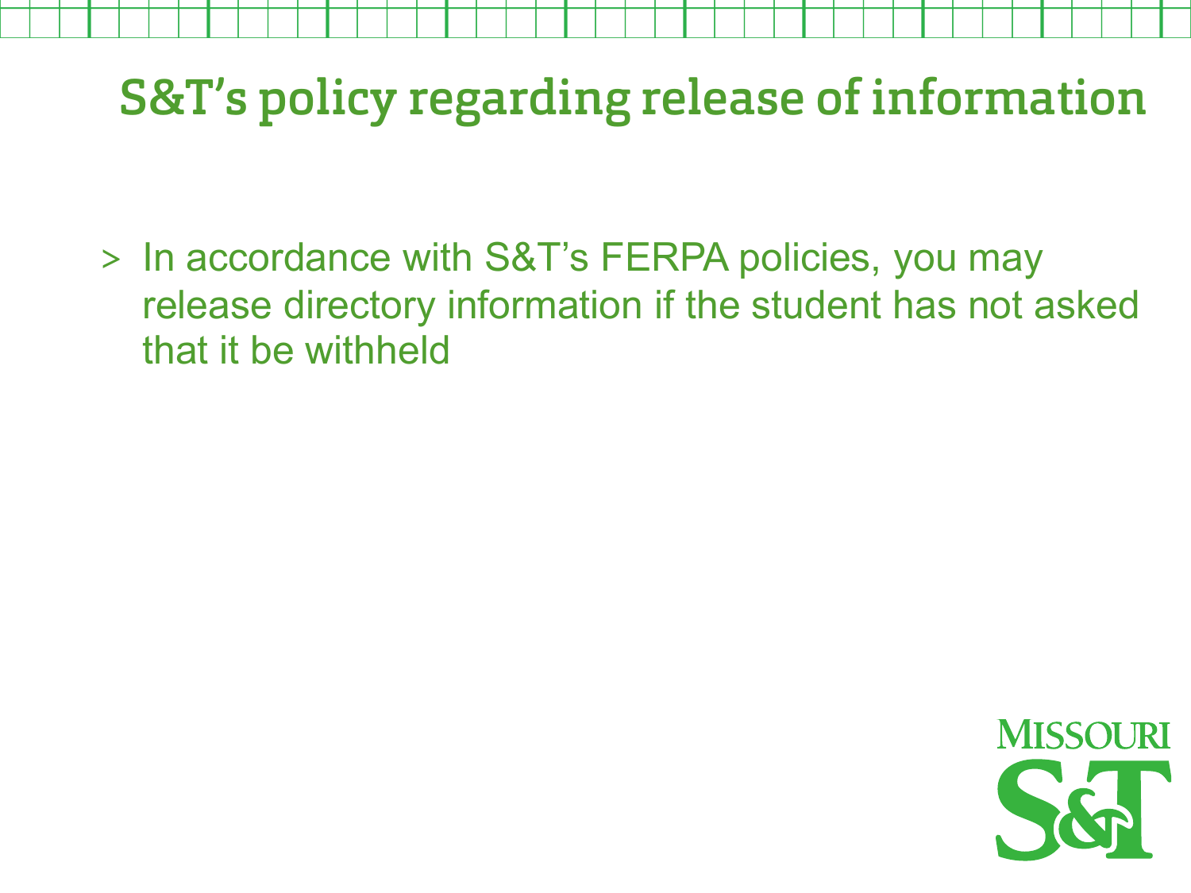# S&T's policy regarding release of information

- In accordance with S&T's FERPA policies, you may release directory information if the student has not asked that it be withheld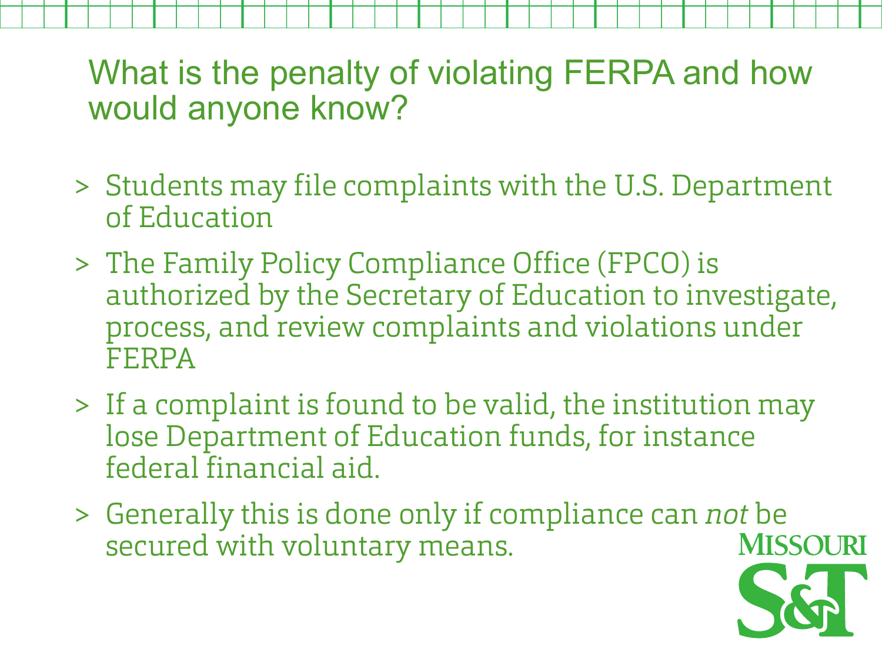## What is the penalty of violating FERPA and how would anyone know?

- Students may file complaints with the U.S. Department of Education
- The Family Policy Compliance Office (FPCO) is authorized by the Secretary of Education to investigate, process, and review complaints and violations under FERPA
- If a complaint is found to be valid, the institution may lose Department of Education funds, for instance federal financial aid.
- Generally this is done only if compliance can *not* be secured with voluntary means.

MISSOURI S&T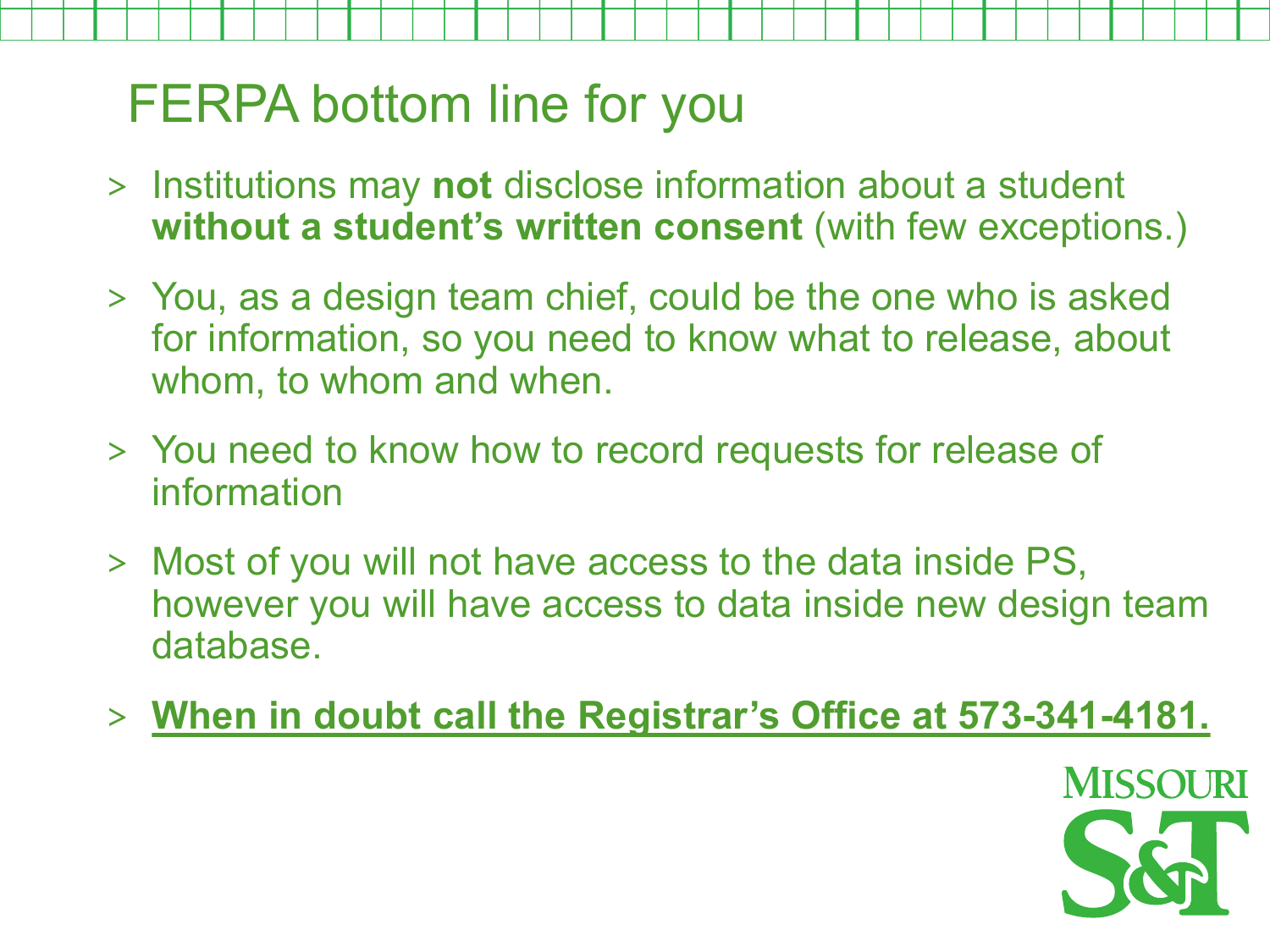# FERPA bottom line for you

- Institutions may **not** disclose information about a student **without a student's written consent** (with few exceptions.)
- You, as a design team chief, could be the one who is asked for information, so you need to know what to release, about whom, to whom and when.
- You need to know how to record requests for release of information
- Most of you will not have access to the data inside PS, however you will have access to data inside new design team database.
- **When in doubt call the Registrar's Office at 573-341-4181.**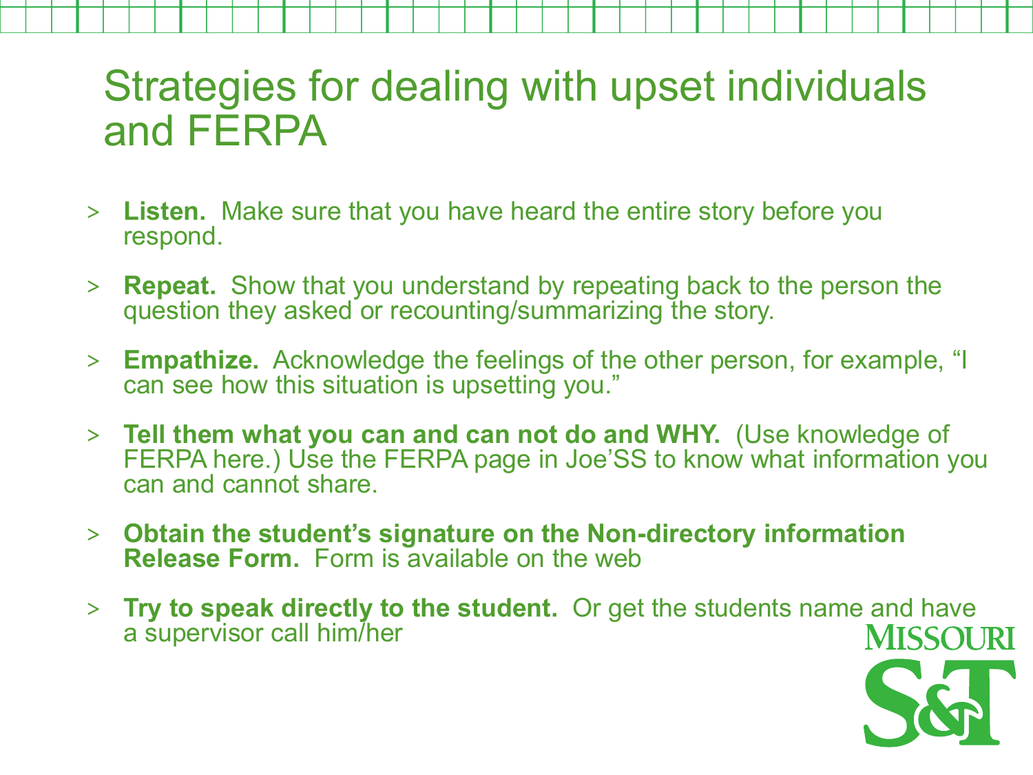# Strategies for dealing with upset individuals and FERPA

- **Listen.** Make sure that you have heard the entire story before you respond.
- **Repeat.** Show that you understand by repeating back to the person the question they asked or recounting/summarizing the story.
- **Empathize.** Acknowledge the feelings of the other person, for example, "I can see how this situation is upsetting you."
- **Tell them what you can and can not do and WHY.** (Use knowledge of FERPA here.) Use the FERPA page in Joe'SS to know what information you can and cannot share.
- **Obtain the student's signature on the Non-directory information Release Form.** Form is available on the web
- **Try to speak directly to the student.** Or get the students name and have a supervisor call him/her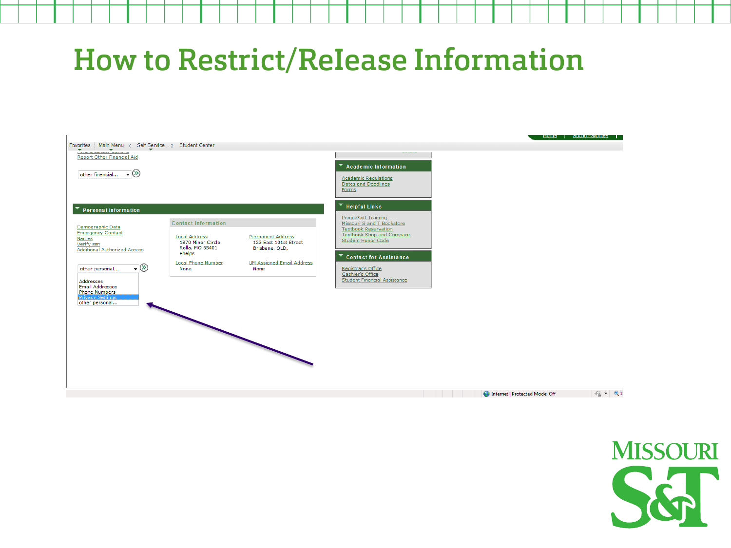# How to Restrict/Release Information

Favorites | Main Menu > Self Service > Student Center

Report Other Financial Aid

other financial...

**Personal Information**

Demographic Data
Emergency Contact
Names
Verify ssn
Additional Authorized Access

other personal...

Addresses
Email Addresses
Phone Numbers
Privacy Settings
other personal...

**Contact Information**

| Local Address | Permanent Address |
|---|---|
| 1870 Miner Circle<br>Rolla, MO 65401<br>Phelps | 123 East 101st Street<br>Brisbane, QLD, |
| **Local Phone Number** | **UM Assigned Email Address** |
| None | None |

**Academic Information**

Academic Regulations
Dates and Deadlines
Forms

**Helpful Links**

PeopleSoft Training
Missouri S and T Bookstore
Textbook Reservation
Textbook Shop and Compare
Student Honor Code

**Contact for Assistance**

Registrar's Office
Cashier's Office
Student Financial Assistance

Internet | Protected Mode: Off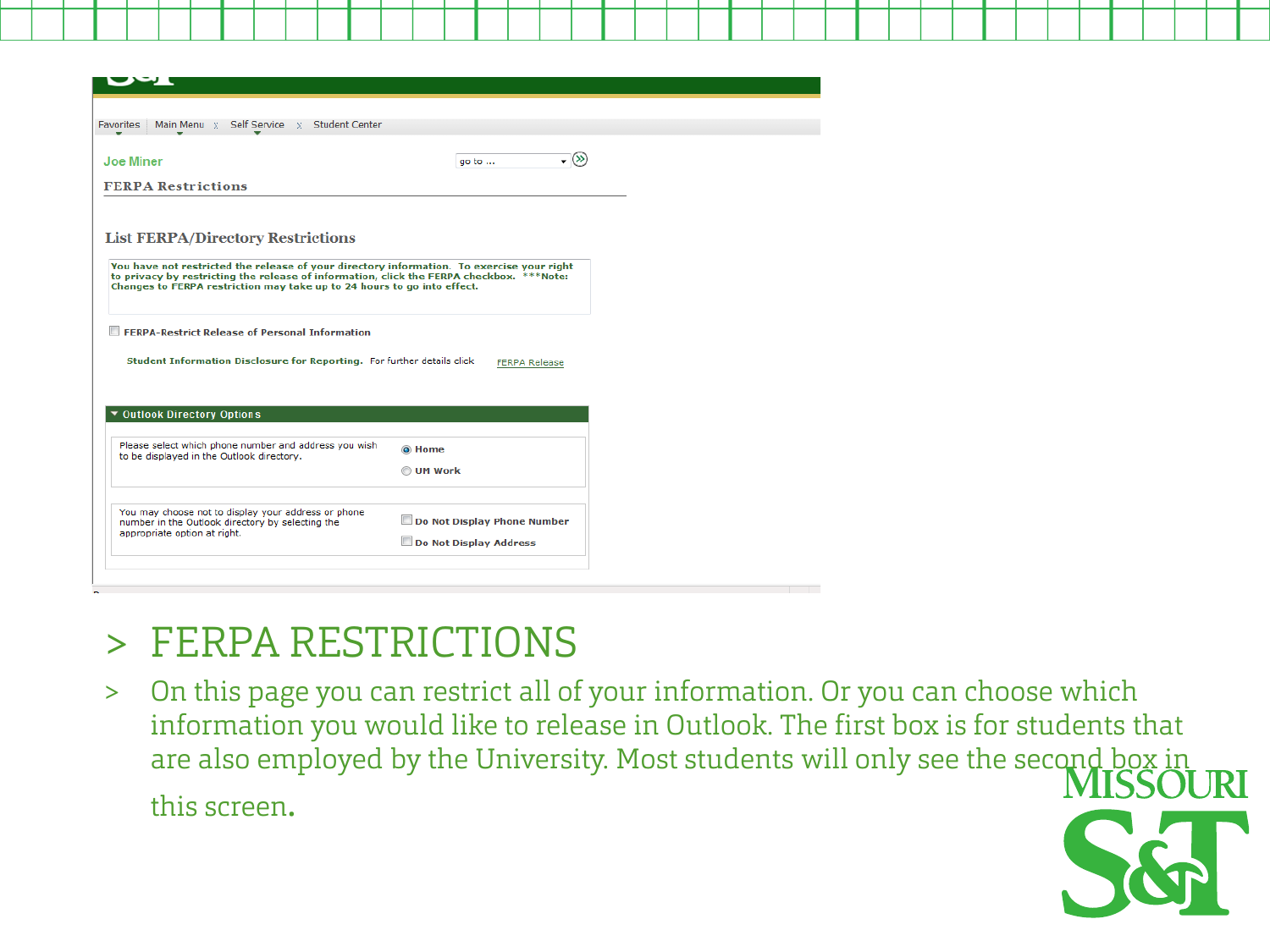Favorites | Main Menu | Self Service | Student Center

Joe Miner

go to ...

**FERPA Restrictions**

**List FERPA/Directory Restrictions**

You have not restricted the release of your directory information. To exercise your right to privacy by restricting the release of information, click the FERPA checkbox. ***Note: Changes to FERPA restriction may take up to 24 hours to go into effect.

☐ FERPA-Restrict Release of Personal Information

Student Information Disclosure for Reporting. For further details click FERPA Release

**Outlook Directory Options**

Please select which phone number and address you wish to be displayed in the Outlook directory.

- ◉ Home
- ○ UM Work

You may choose not to display your address or phone number in the Outlook directory by selecting the appropriate option at right.

- ☐ Do Not Display Phone Number
- ☐ Do Not Display Address

# > FERPA RESTRICTIONS

> On this page you can restrict all of your information. Or you can choose which information you would like to release in Outlook. The first box is for students that are also employed by the University. Most students will only see the second box in this screen.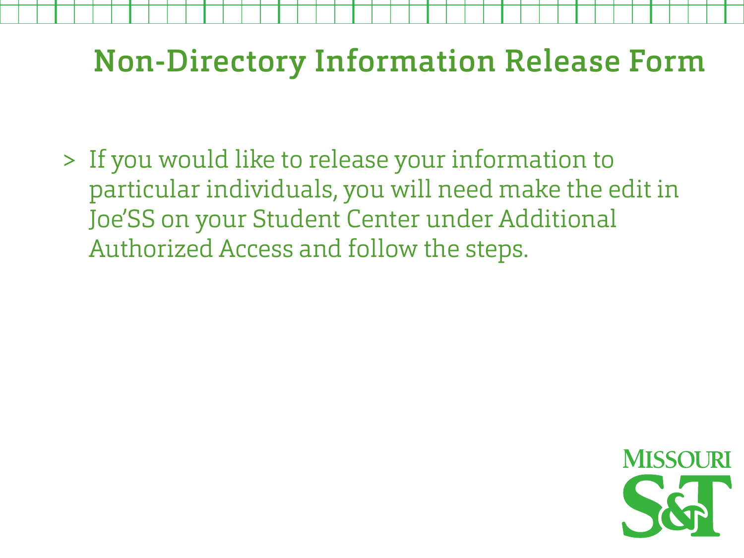# Non-Directory Information Release Form

- If you would like to release your information to particular individuals, you will need make the edit in Joe'SS on your Student Center under Additional Authorized Access and follow the steps.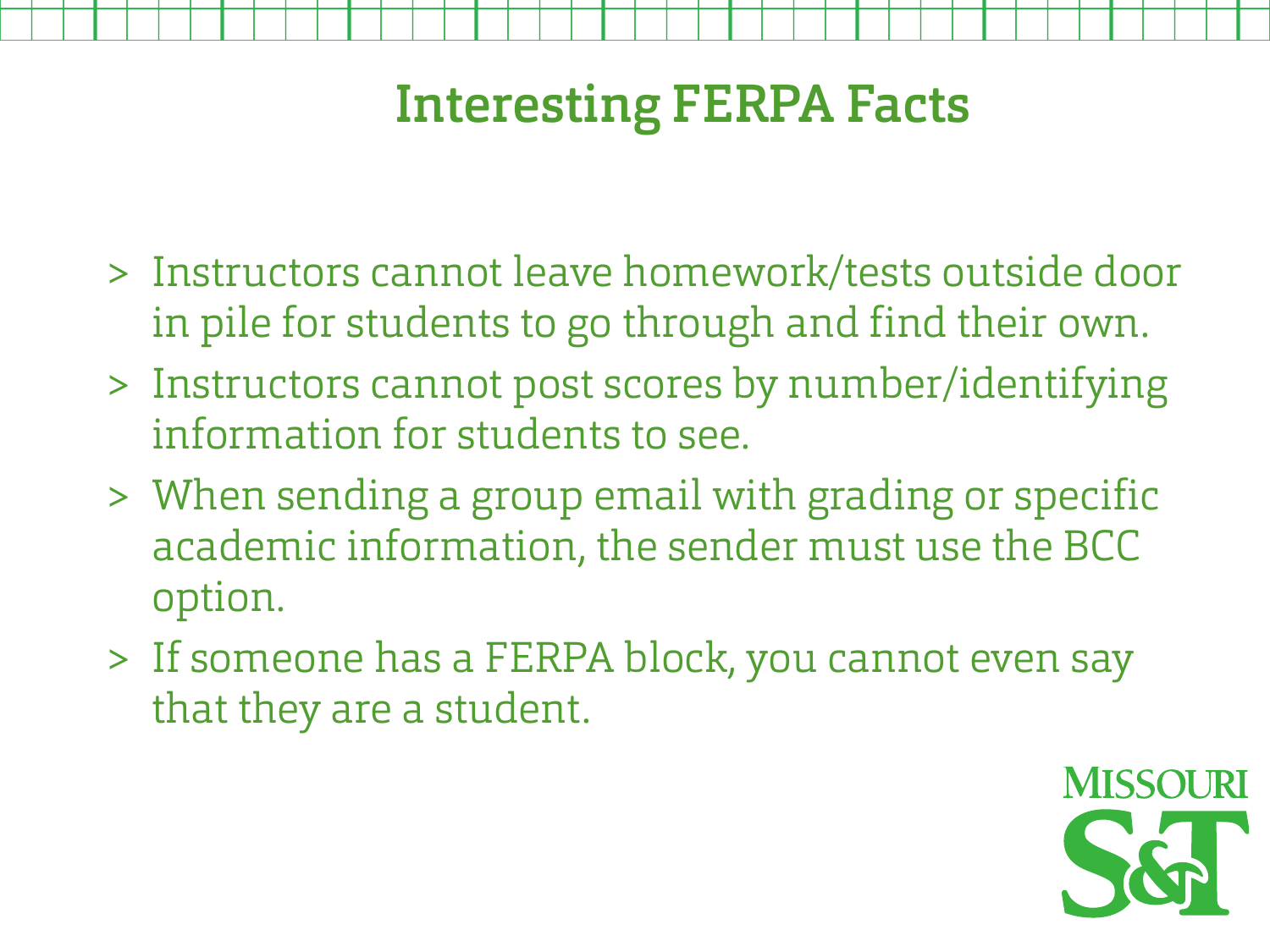# Interesting FERPA Facts

- Instructors cannot leave homework/tests outside door in pile for students to go through and find their own.
- Instructors cannot post scores by number/identifying information for students to see.
- When sending a group email with grading or specific academic information, the sender must use the BCC option.
- If someone has a FERPA block, you cannot even say that they are a student.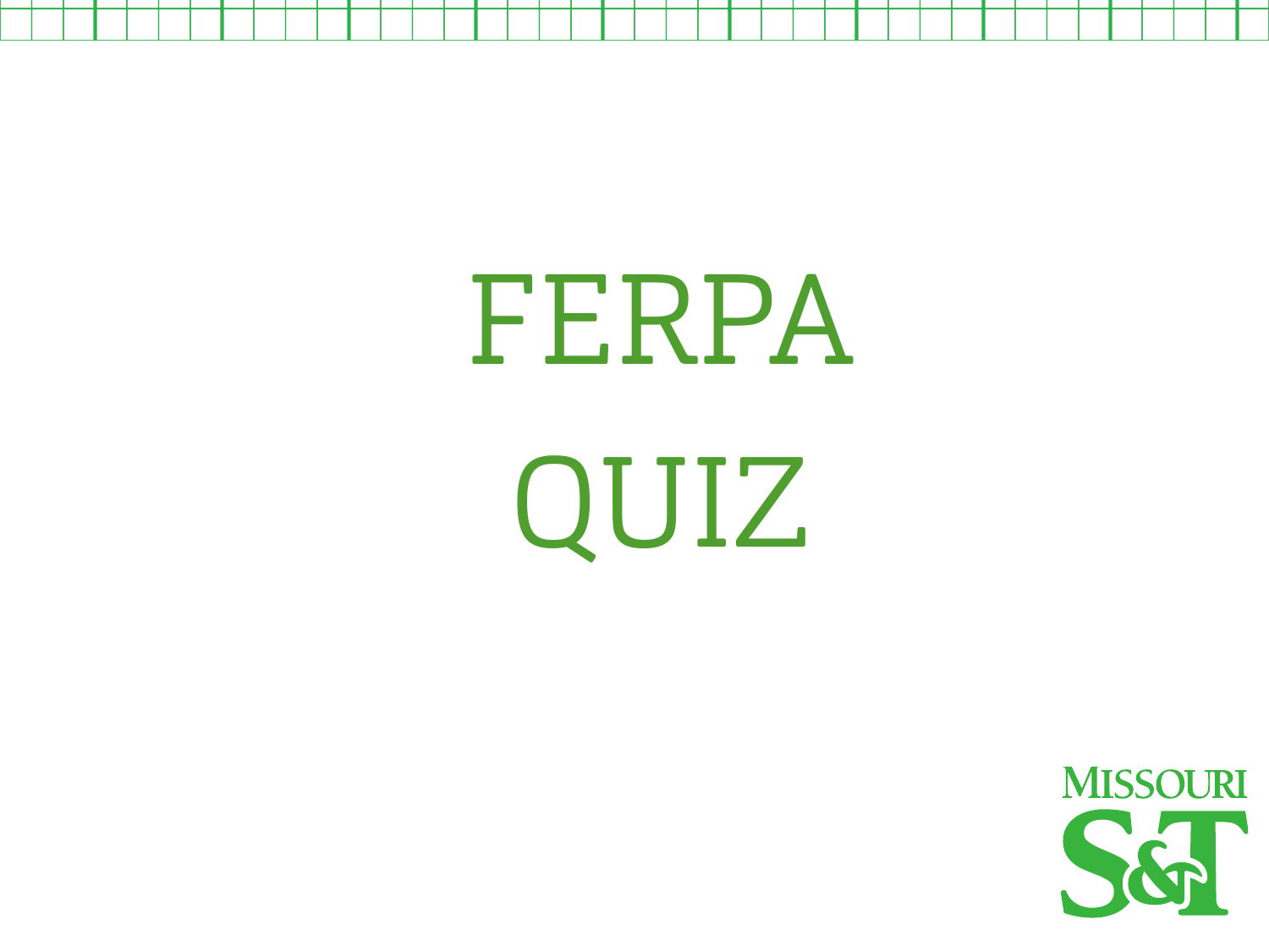# FERPA QUIZ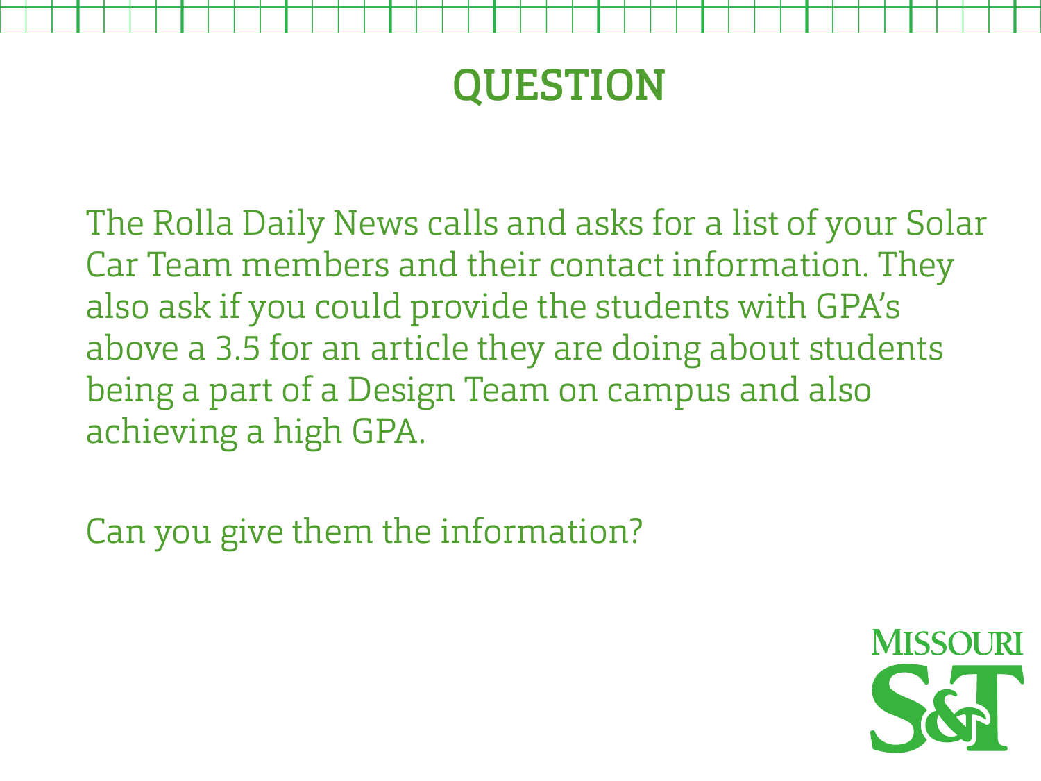# QUESTION

The Rolla Daily News calls and asks for a list of your Solar Car Team members and their contact information. They also ask if you could provide the students with GPA's above a 3.5 for an article they are doing about students being a part of a Design Team on campus and also achieving a high GPA.

Can you give them the information?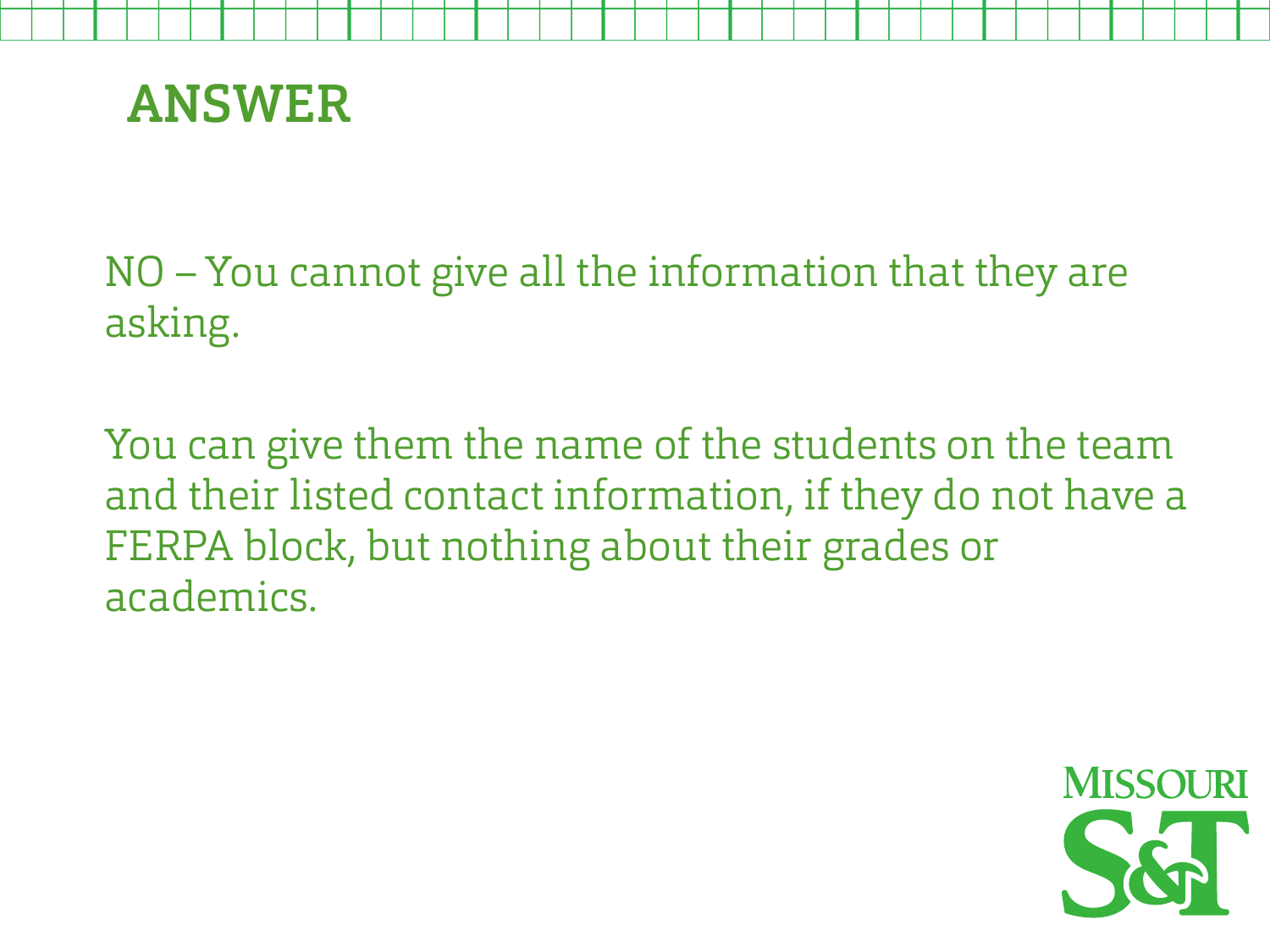# ANSWER

NO – You cannot give all the information that they are asking.

You can give them the name of the students on the team and their listed contact information, if they do not have a FERPA block, but nothing about their grades or academics.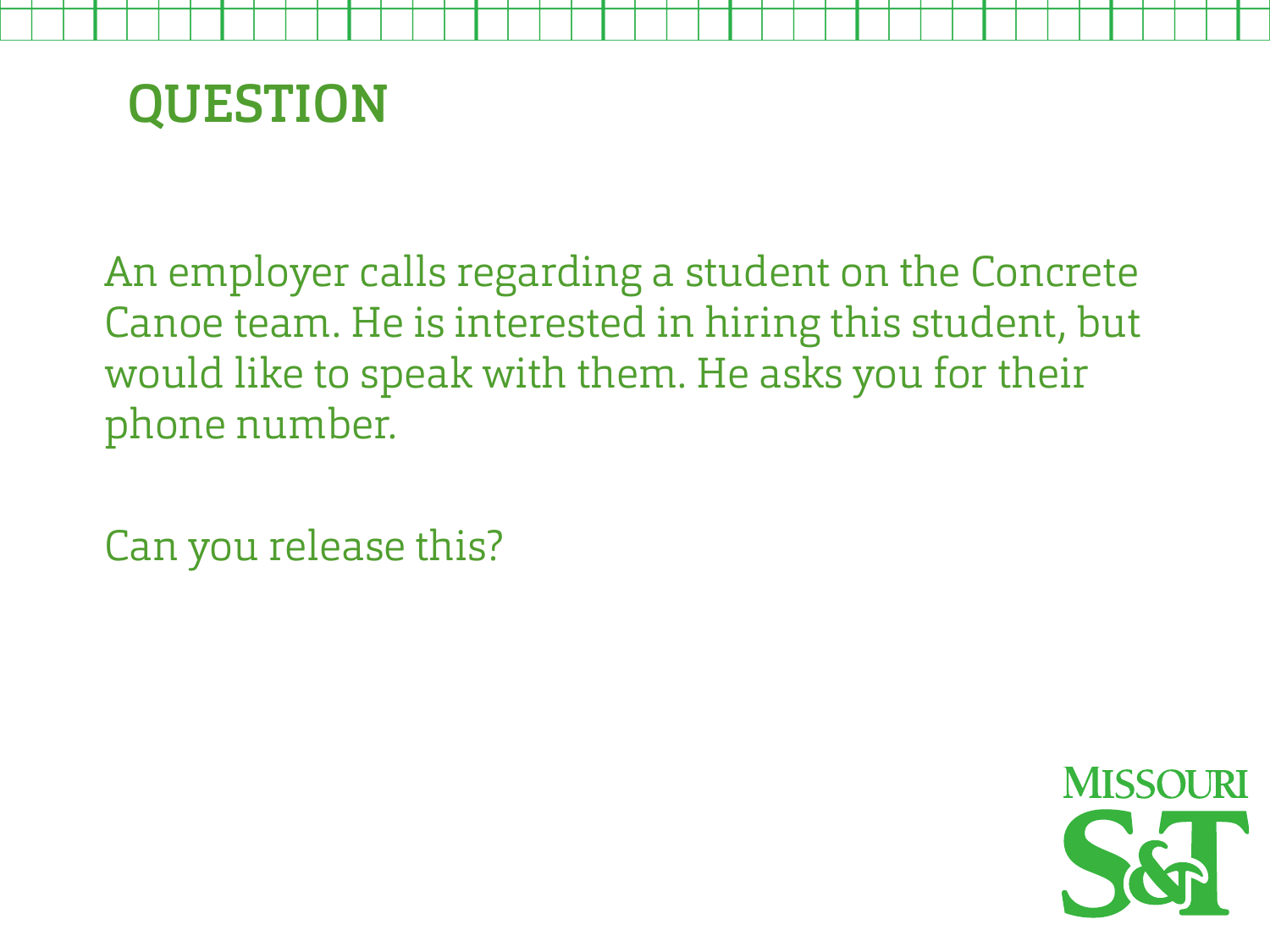# QUESTION

An employer calls regarding a student on the Concrete Canoe team. He is interested in hiring this student, but would like to speak with them. He asks you for their phone number.

Can you release this?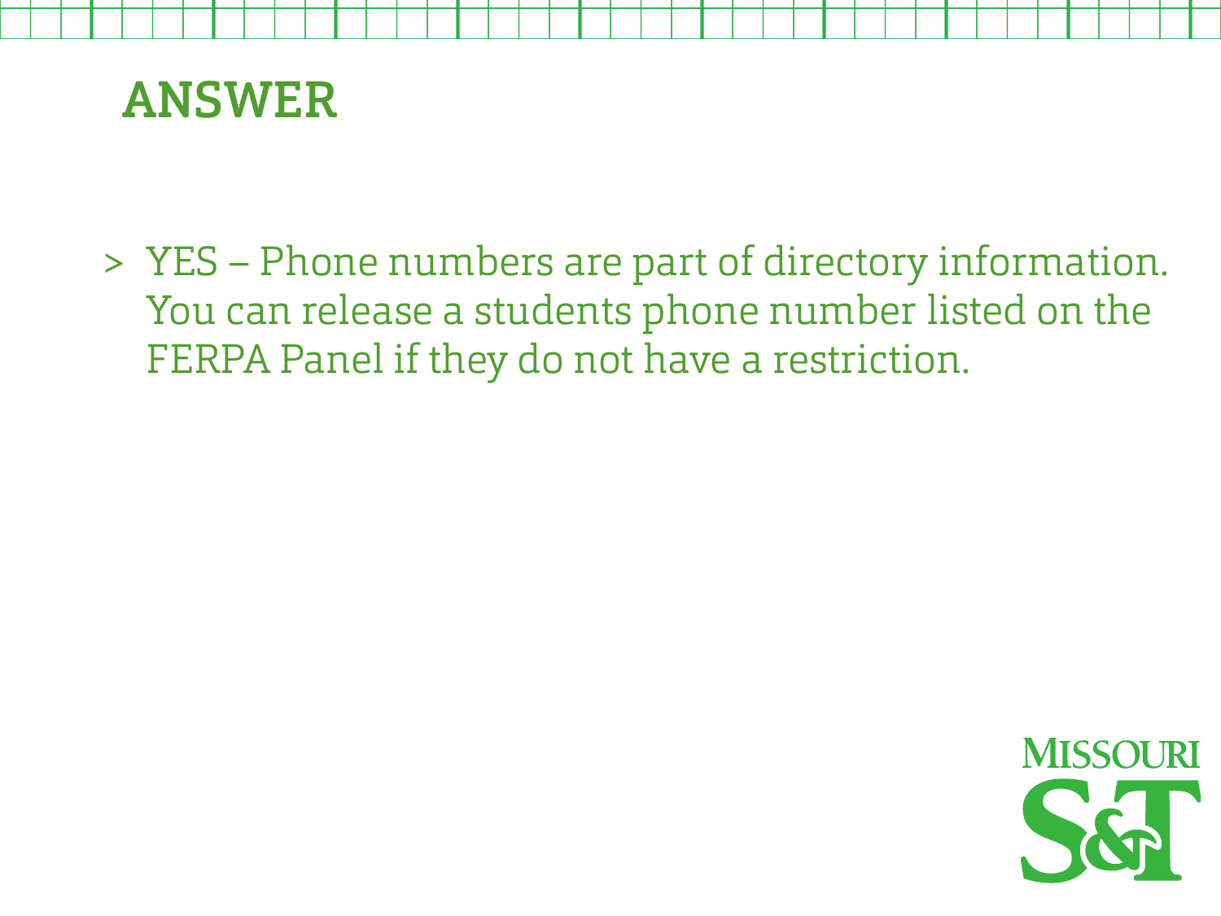# ANSWER

- YES – Phone numbers are part of directory information. You can release a students phone number listed on the FERPA Panel if they do not have a restriction.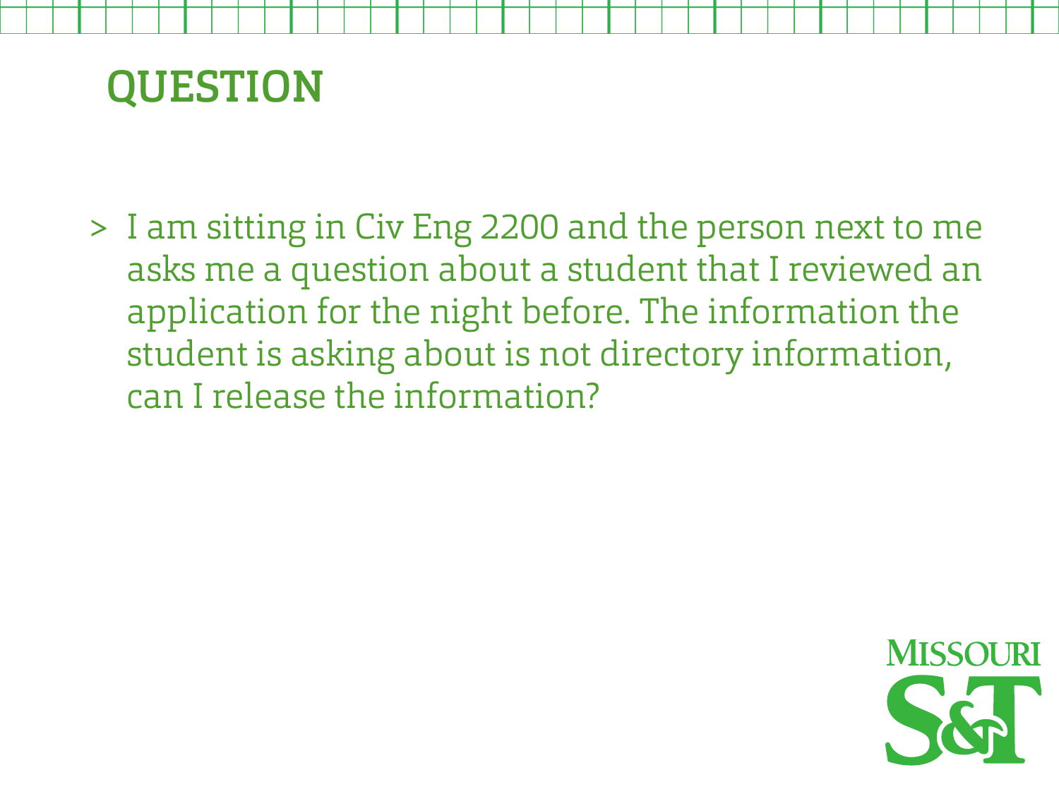# QUESTION

- I am sitting in Civ Eng 2200 and the person next to me asks me a question about a student that I reviewed an application for the night before. The information the student is asking about is not directory information, can I release the information?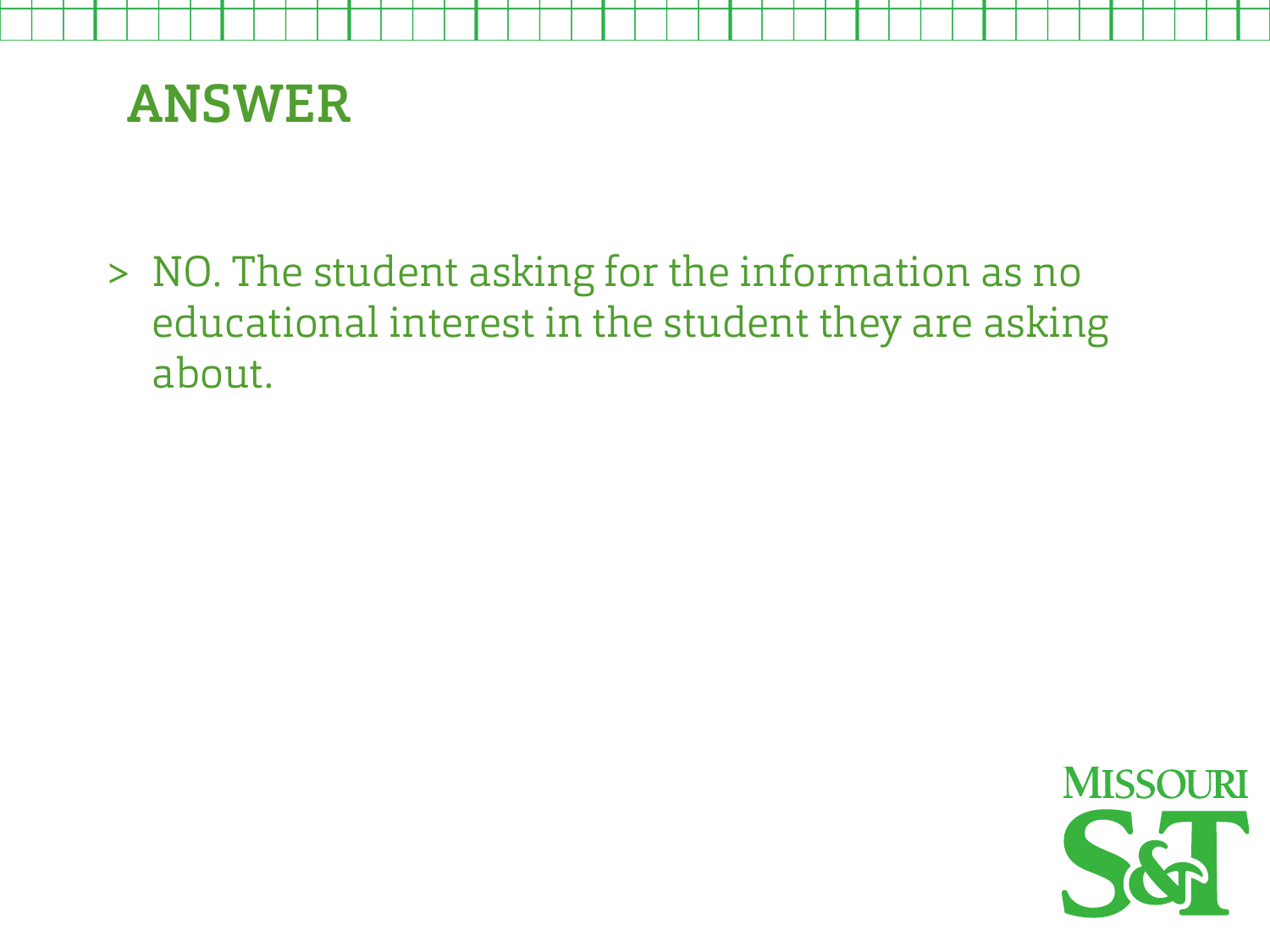# ANSWER

- NO. The student asking for the information as no educational interest in the student they are asking about.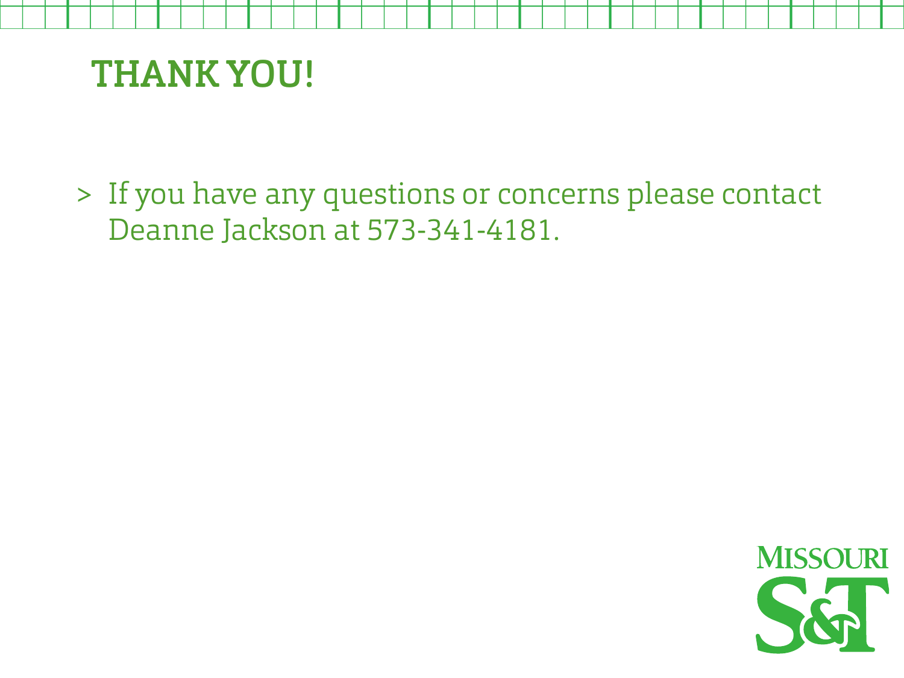# THANK YOU!

- If you have any questions or concerns please contact Deanne Jackson at 573-341-4181.